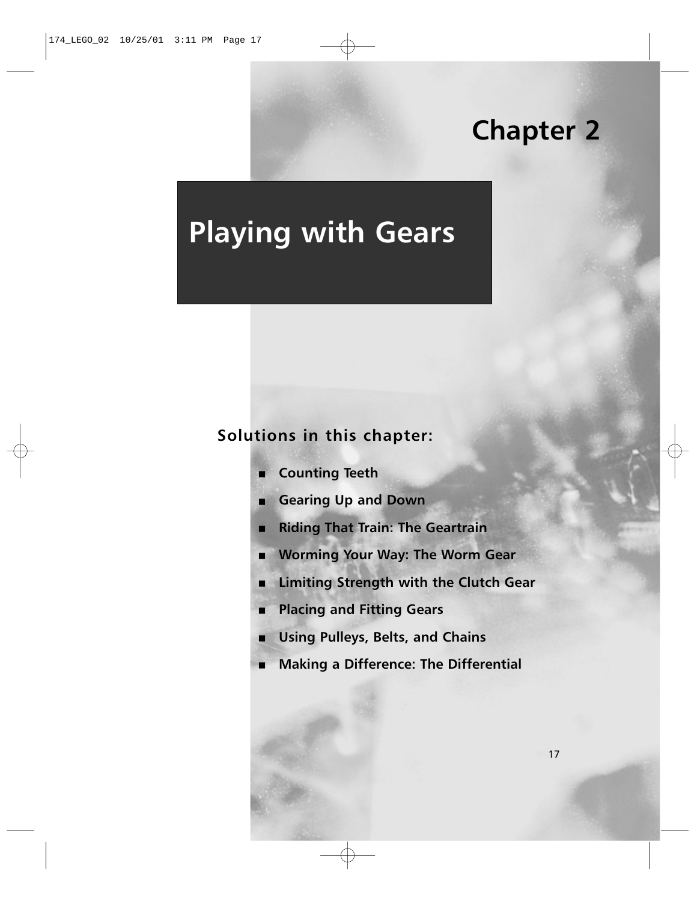# Chapter 2

# Playing with Gears

## Solutions in this chapter:

- Counting Teeth
- Gearing Up and Down
- Riding That Train: The Geartrain
- Worming Your Way: The Worm Gear
- Limiting Strength with the Clutch Gear
- Placing and Fitting Gears
- Using Pulleys, Belts, and Chains
- Making a Difference: The Differential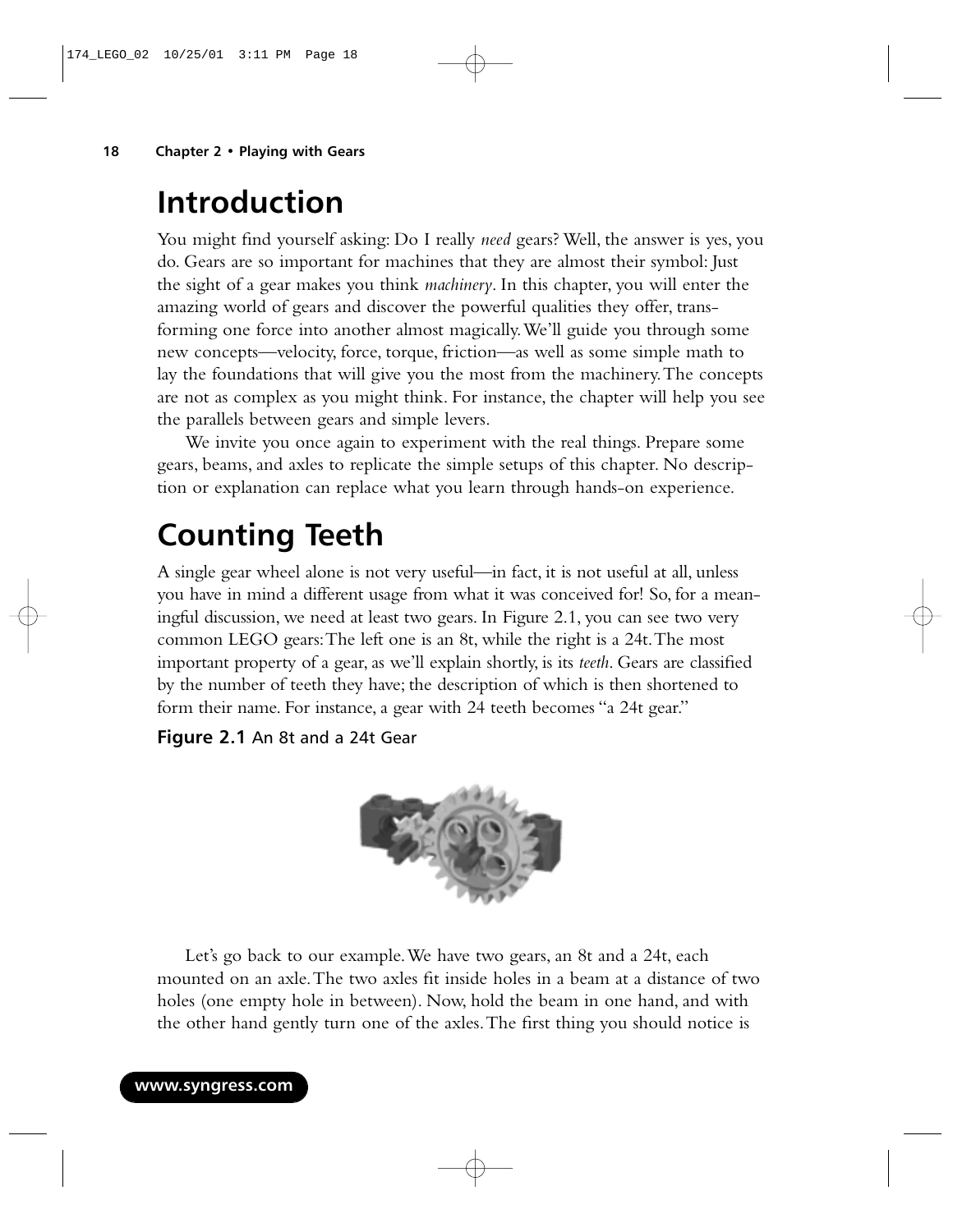# Introduction

You might find yourself asking: Do I really *need* gears? Well, the answer is yes, you do. Gears are so important for machines that they are almost their symbol: Just the sight of a gear makes you think *machinery*. In this chapter, you will enter the amazing world of gears and discover the powerful qualities they offer, transforming one force into another almost magically. We'll guide you through some new concepts—velocity, force, torque, friction—as well as some simple math to lay the foundations that will give you the most from the machinery. The concepts are not as complex as you might think. For instance, the chapter will help you see the parallels between gears and simple levers.

We invite you once again to experiment with the real things. Prepare some gears, beams, and axles to replicate the simple setups of this chapter. No description or explanation can replace what you learn through hands-on experience.

# Counting Teeth

A single gear wheel alone is not very useful—in fact, it is not useful at all, unless you have in mind a different usage from what it was conceived for! So, for a meaningful discussion, we need at least two gears. In Figure 2.1, you can see two very common LEGO gears: The left one is an 8t, while the right is a 24t. The most important property of a gear, as we'll explain shortly, is its *teeth*. Gears are classified by the number of teeth they have; the description of which is then shortened to form their name. For instance, a gear with 24 teeth becomes "a 24t gear."

**Figure 2.1** An 8t and a 24t Gear

Let's go back to our example. We have two gears, an 8t and a 24t, each mounted on an axle. The two axles fit inside holes in a beam at a distance of two holes (one empty hole in between). Now, hold the beam in one hand, and with the other hand gently turn one of the axles. The first thing you should notice is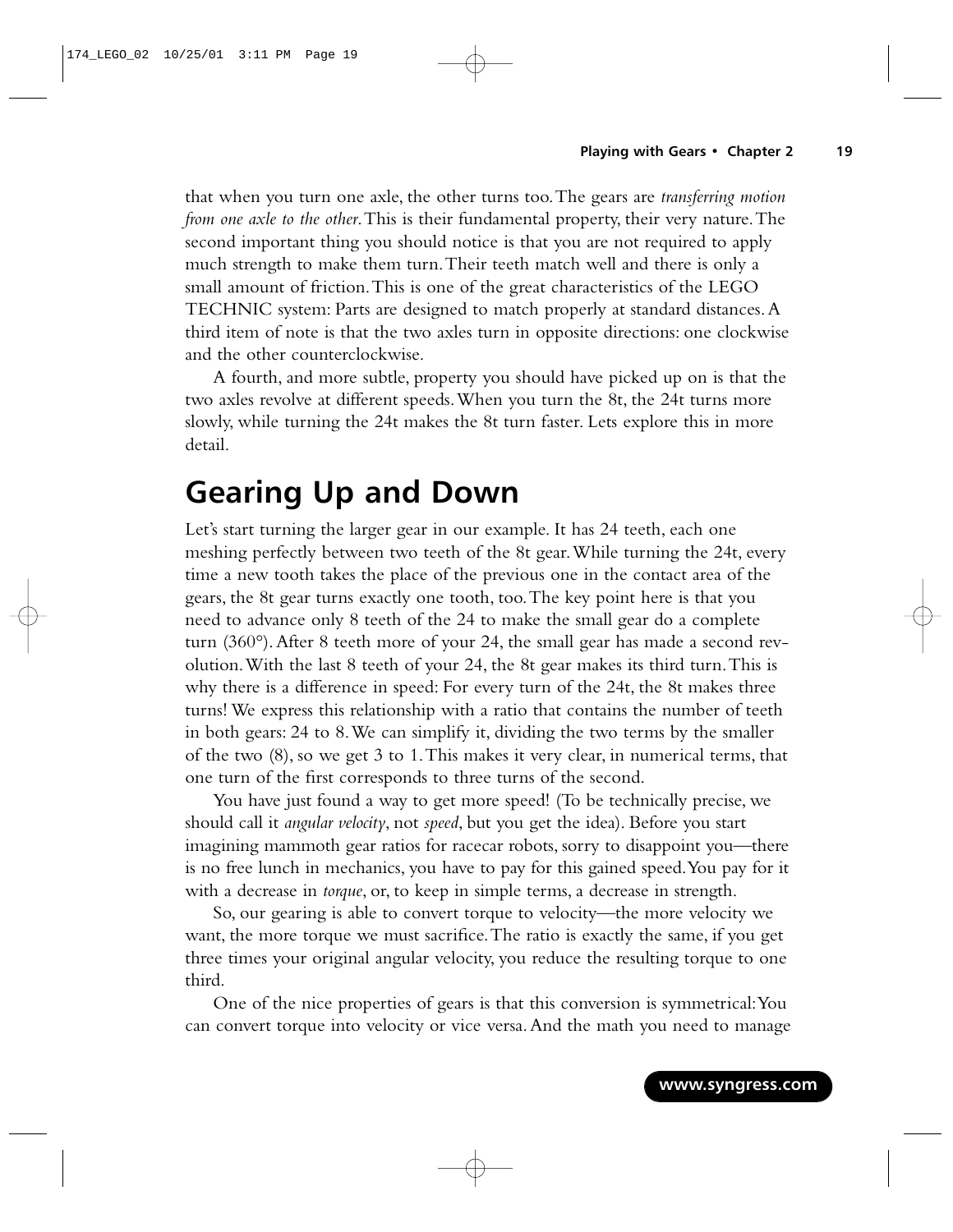that when you turn one axle, the other turns too. The gears are *transferring motion from one axle to the other*. This is their fundamental property, their very nature. The second important thing you should notice is that you are not required to apply much strength to make them turn. Their teeth match well and there is only a small amount of friction. This is one of the great characteristics of the LEGO TECHNIC system: Parts are designed to match properly at standard distances. A third item of note is that the two axles turn in opposite directions: one clockwise and the other counterclockwise.

A fourth, and more subtle, property you should have picked up on is that the two axles revolve at different speeds. When you turn the 8t, the 24t turns more slowly, while turning the 24t makes the 8t turn faster. Lets explore this in more detail.

## Gearing Up and Down

Let's start turning the larger gear in our example. It has 24 teeth, each one meshing perfectly between two teeth of the 8t gear. While turning the 24t, every time a new tooth takes the place of the previous one in the contact area of the gears, the 8t gear turns exactly one tooth, too. The key point here is that you need to advance only 8 teeth of the 24 to make the small gear do a complete turn (360°). After 8 teeth more of your 24, the small gear has made a second revolution. With the last 8 teeth of your 24, the 8t gear makes its third turn. This is why there is a difference in speed: For every turn of the 24t, the 8t makes three turns! We express this relationship with a ratio that contains the number of teeth in both gears: 24 to 8. We can simplify it, dividing the two terms by the smaller of the two (8), so we get 3 to 1. This makes it very clear, in numerical terms, that one turn of the first corresponds to three turns of the second.

You have just found a way to get more speed! (To be technically precise, we should call it *angular velocity*, not *speed*, but you get the idea). Before you start imagining mammoth gear ratios for racecar robots, sorry to disappoint you—there is no free lunch in mechanics, you have to pay for this gained speed. You pay for it with a decrease in *torque*, or, to keep in simple terms, a decrease in strength.

So, our gearing is able to convert torque to velocity—the more velocity we want, the more torque we must sacrifice. The ratio is exactly the same, if you get three times your original angular velocity, you reduce the resulting torque to one third.

One of the nice properties of gears is that this conversion is symmetrical: You can convert torque into velocity or vice versa. And the math you need to manage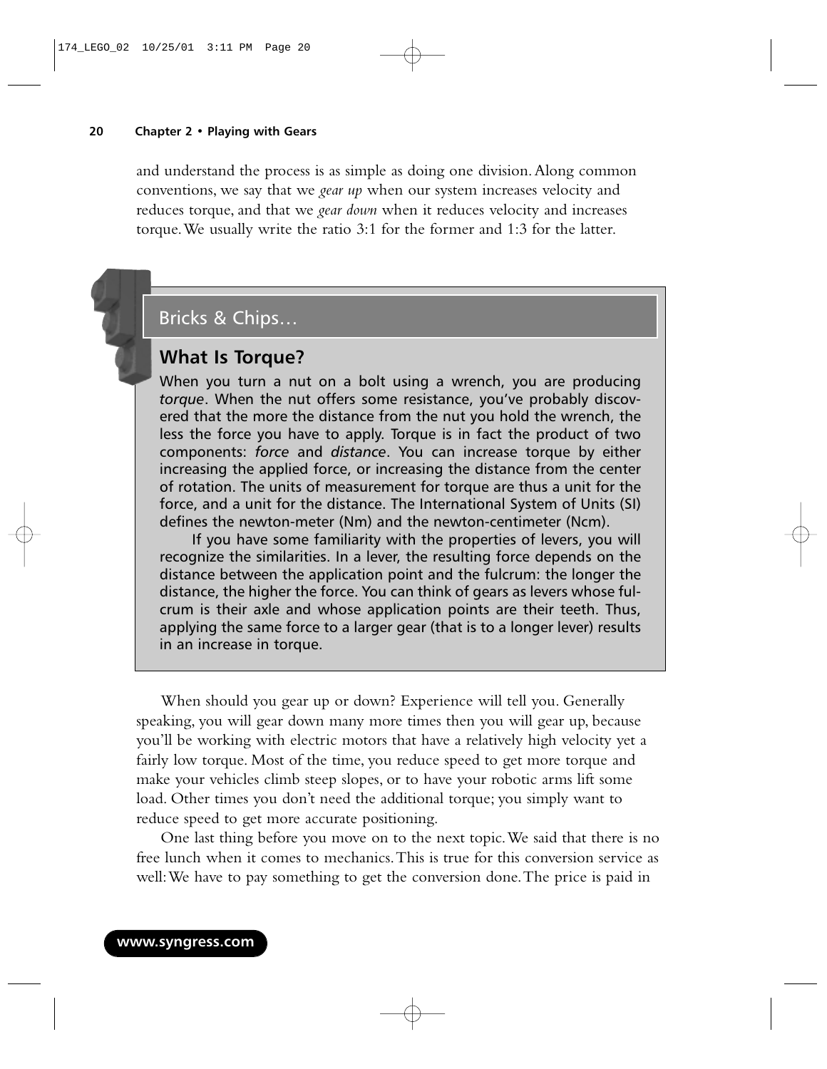and understand the process is as simple as doing one division. Along common conventions, we say that we *gear up* when our system increases velocity and reduces torque, and that we *gear down* when it reduces velocity and increases torque. We usually write the ratio 3:1 for the former and 1:3 for the latter.

> Bricks & Chips…
>
> ## What Is Torque?
>
> When you turn a nut on a bolt using a wrench, you are producing *torque*. When the nut offers some resistance, you've probably discovered that the more the distance from the nut you hold the wrench, the less the force you have to apply. Torque is in fact the product of two components: *force* and *distance*. You can increase torque by either increasing the applied force, or increasing the distance from the center of rotation. The units of measurement for torque are thus a unit for the force, and a unit for the distance. The International System of Units (SI) defines the newton-meter (Nm) and the newton-centimeter (Ncm).
>
> If you have some familiarity with the properties of levers, you will recognize the similarities. In a lever, the resulting force depends on the distance between the application point and the fulcrum: the longer the distance, the higher the force. You can think of gears as levers whose fulcrum is their axle and whose application points are their teeth. Thus, applying the same force to a larger gear (that is to a longer lever) results in an increase in torque.

When should you gear up or down? Experience will tell you. Generally speaking, you will gear down many more times then you will gear up, because you'll be working with electric motors that have a relatively high velocity yet a fairly low torque. Most of the time, you reduce speed to get more torque and make your vehicles climb steep slopes, or to have your robotic arms lift some load. Other times you don't need the additional torque; you simply want to reduce speed to get more accurate positioning.

One last thing before you move on to the next topic. We said that there is no free lunch when it comes to mechanics. This is true for this conversion service as well: We have to pay something to get the conversion done. The price is paid in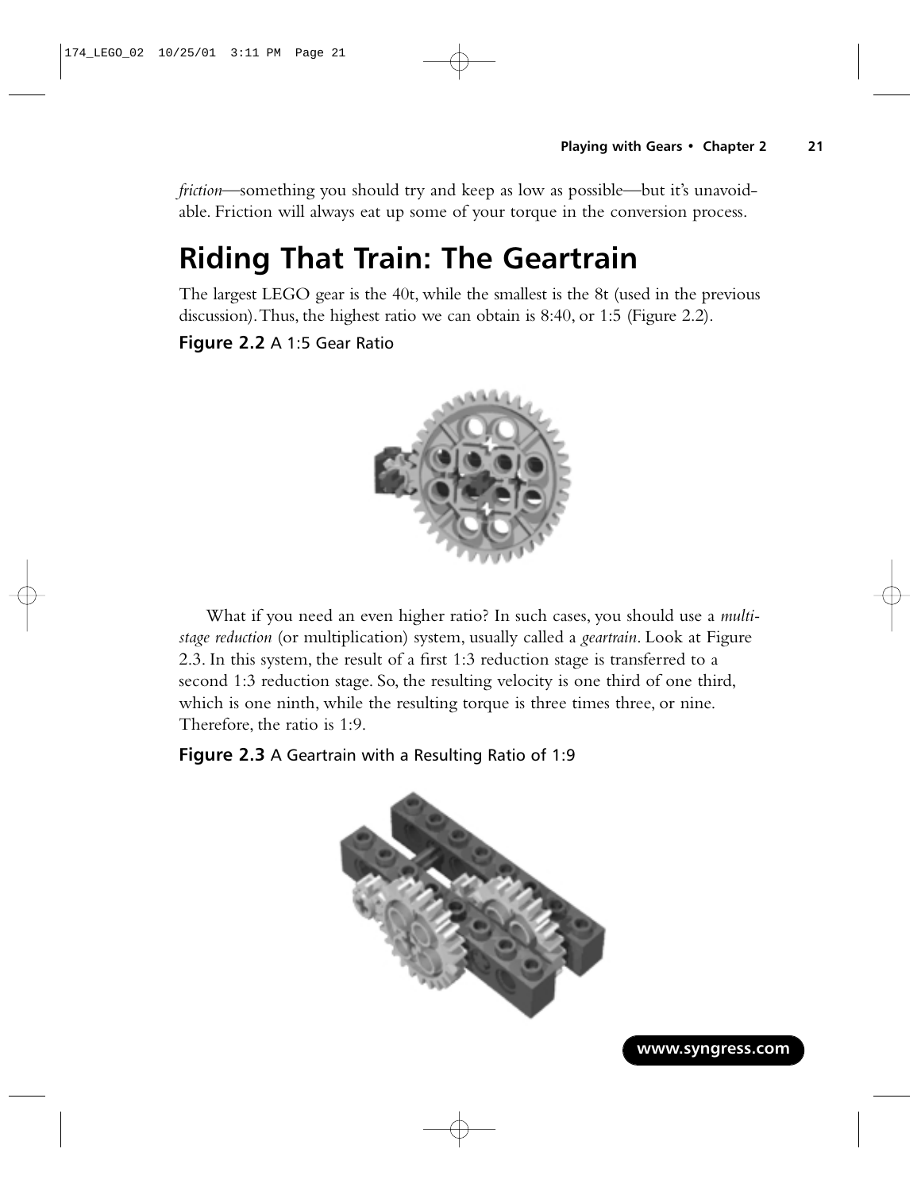*friction*—something you should try and keep as low as possible—but it's unavoidable. Friction will always eat up some of your torque in the conversion process.

# Riding That Train: The Geartrain

The largest LEGO gear is the 40t, while the smallest is the 8t (used in the previous discussion). Thus, the highest ratio we can obtain is 8:40, or 1:5 (Figure 2.2).

**Figure 2.2** A 1:5 Gear Ratio

What if you need an even higher ratio? In such cases, you should use a *multi-stage reduction* (or multiplication) system, usually called a *geartrain*. Look at Figure 2.3. In this system, the result of a first 1:3 reduction stage is transferred to a second 1:3 reduction stage. So, the resulting velocity is one third of one third, which is one ninth, while the resulting torque is three times three, or nine. Therefore, the ratio is 1:9.

**Figure 2.3** A Geartrain with a Resulting Ratio of 1:9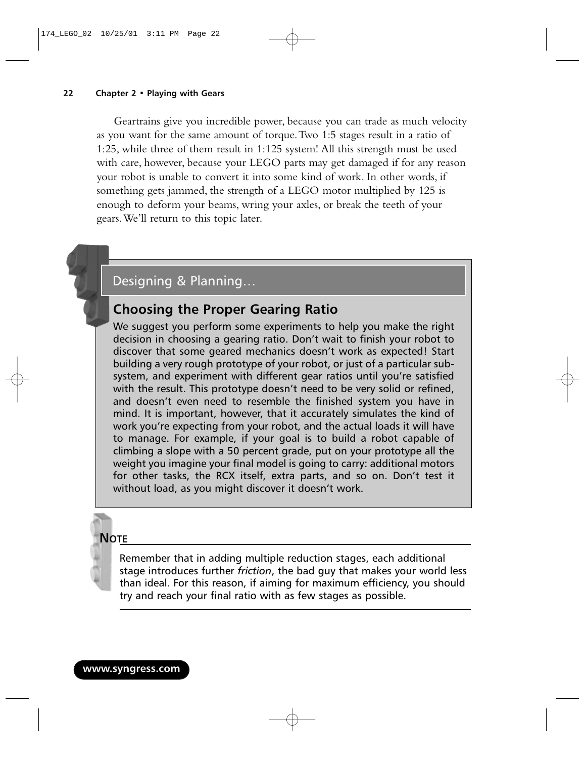Geartrains give you incredible power, because you can trade as much velocity as you want for the same amount of torque. Two 1:5 stages result in a ratio of 1:25, while three of them result in 1:125 system! All this strength must be used with care, however, because your LEGO parts may get damaged if for any reason your robot is unable to convert it into some kind of work. In other words, if something gets jammed, the strength of a LEGO motor multiplied by 125 is enough to deform your beams, wring your axles, or break the teeth of your gears. We'll return to this topic later.

> **Designing & Planning…**
>
> ### Choosing the Proper Gearing Ratio
>
> We suggest you perform some experiments to help you make the right decision in choosing a gearing ratio. Don't wait to finish your robot to discover that some geared mechanics doesn't work as expected! Start building a very rough prototype of your robot, or just of a particular subsystem, and experiment with different gear ratios until you're satisfied with the result. This prototype doesn't need to be very solid or refined, and doesn't even need to resemble the finished system you have in mind. It is important, however, that it accurately simulates the kind of work you're expecting from your robot, and the actual loads it will have to manage. For example, if your goal is to build a robot capable of climbing a slope with a 50 percent grade, put on your prototype all the weight you imagine your final model is going to carry: additional motors for other tasks, the RCX itself, extra parts, and so on. Don't test it without load, as you might discover it doesn't work.

**NOTE**

Remember that in adding multiple reduction stages, each additional stage introduces further *friction*, the bad guy that makes your world less than ideal. For this reason, if aiming for maximum efficiency, you should try and reach your final ratio with as few stages as possible.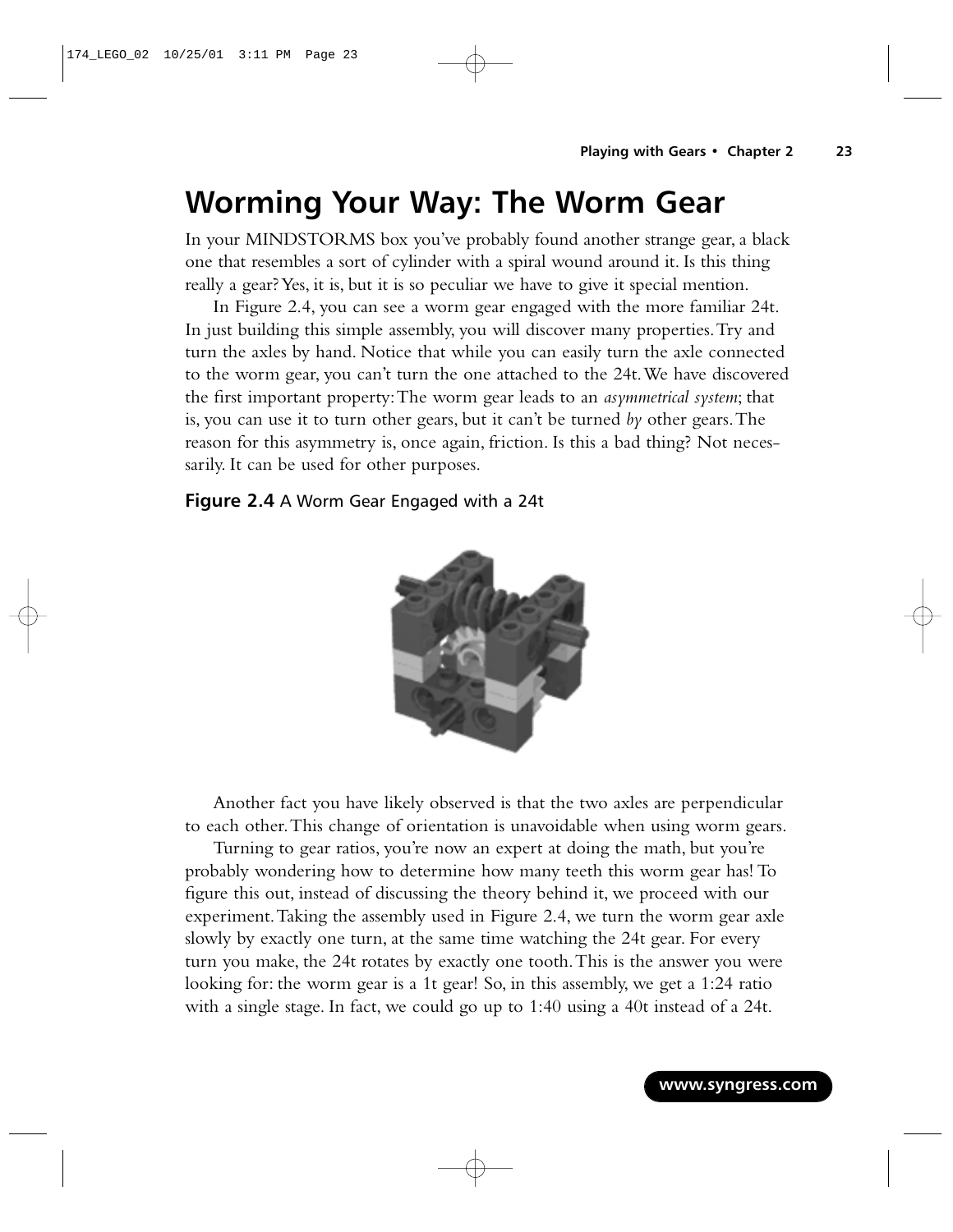# Worming Your Way: The Worm Gear

In your MINDSTORMS box you've probably found another strange gear, a black one that resembles a sort of cylinder with a spiral wound around it. Is this thing really a gear? Yes, it is, but it is so peculiar we have to give it special mention.

In Figure 2.4, you can see a worm gear engaged with the more familiar 24t. In just building this simple assembly, you will discover many properties. Try and turn the axles by hand. Notice that while you can easily turn the axle connected to the worm gear, you can't turn the one attached to the 24t. We have discovered the first important property: The worm gear leads to an *asymmetrical system*; that is, you can use it to turn other gears, but it can't be turned *by* other gears. The reason for this asymmetry is, once again, friction. Is this a bad thing? Not necessarily. It can be used for other purposes.

**Figure 2.4** A Worm Gear Engaged with a 24t

Another fact you have likely observed is that the two axles are perpendicular to each other. This change of orientation is unavoidable when using worm gears.

Turning to gear ratios, you're now an expert at doing the math, but you're probably wondering how to determine how many teeth this worm gear has! To figure this out, instead of discussing the theory behind it, we proceed with our experiment. Taking the assembly used in Figure 2.4, we turn the worm gear axle slowly by exactly one turn, at the same time watching the 24t gear. For every turn you make, the 24t rotates by exactly one tooth. This is the answer you were looking for: the worm gear is a 1t gear! So, in this assembly, we get a 1:24 ratio with a single stage. In fact, we could go up to 1:40 using a 40t instead of a 24t.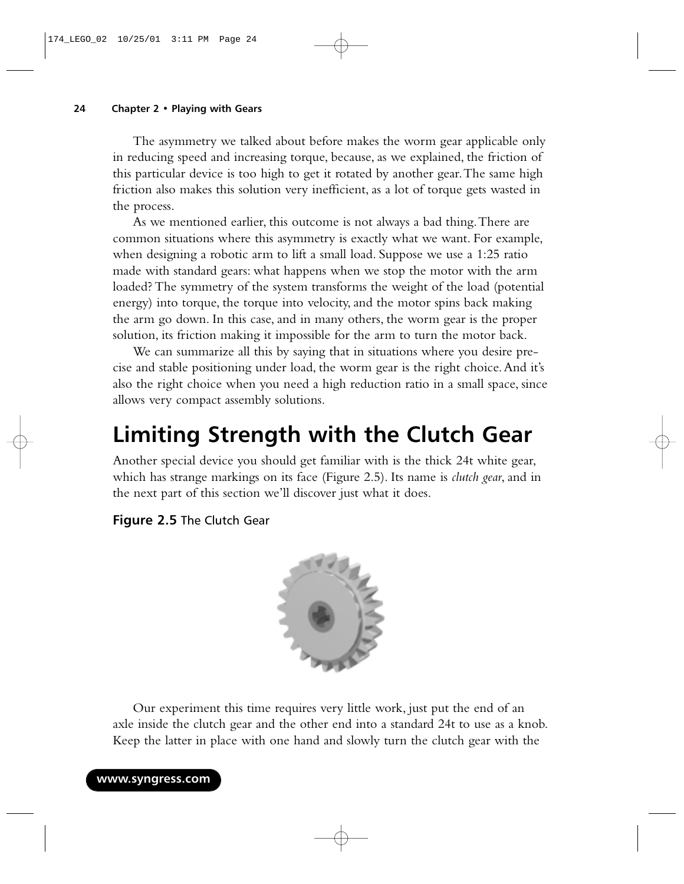The asymmetry we talked about before makes the worm gear applicable only in reducing speed and increasing torque, because, as we explained, the friction of this particular device is too high to get it rotated by another gear. The same high friction also makes this solution very inefficient, as a lot of torque gets wasted in the process.

As we mentioned earlier, this outcome is not always a bad thing. There are common situations where this asymmetry is exactly what we want. For example, when designing a robotic arm to lift a small load. Suppose we use a 1:25 ratio made with standard gears: what happens when we stop the motor with the arm loaded? The symmetry of the system transforms the weight of the load (potential energy) into torque, the torque into velocity, and the motor spins back making the arm go down. In this case, and in many others, the worm gear is the proper solution, its friction making it impossible for the arm to turn the motor back.

We can summarize all this by saying that in situations where you desire precise and stable positioning under load, the worm gear is the right choice. And it's also the right choice when you need a high reduction ratio in a small space, since allows very compact assembly solutions.

# Limiting Strength with the Clutch Gear

Another special device you should get familiar with is the thick 24t white gear, which has strange markings on its face (Figure 2.5). Its name is *clutch gear*, and in the next part of this section we'll discover just what it does.

**Figure 2.5** The Clutch Gear

Our experiment this time requires very little work, just put the end of an axle inside the clutch gear and the other end into a standard 24t to use as a knob. Keep the latter in place with one hand and slowly turn the clutch gear with the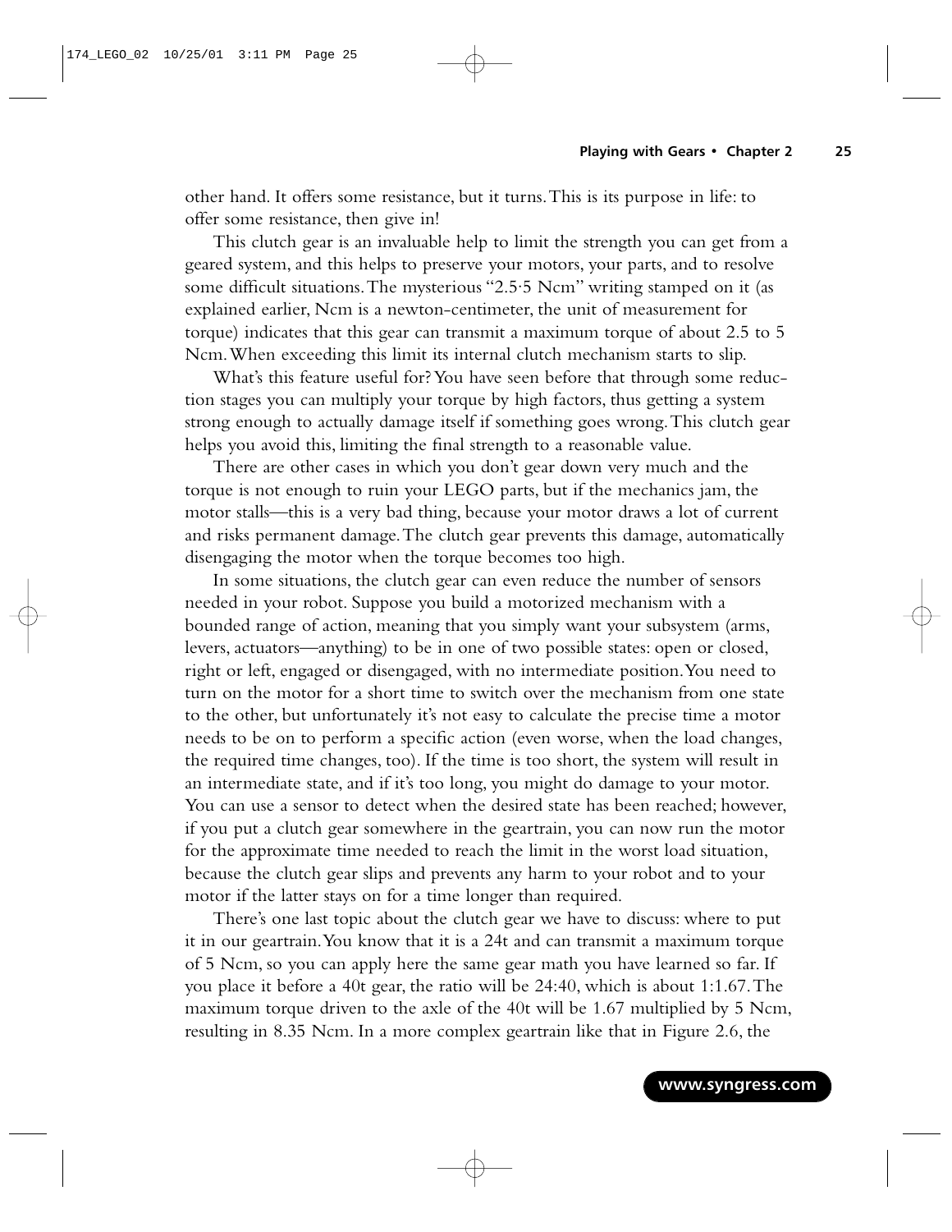other hand. It offers some resistance, but it turns. This is its purpose in life: to offer some resistance, then give in!

This clutch gear is an invaluable help to limit the strength you can get from a geared system, and this helps to preserve your motors, your parts, and to resolve some difficult situations. The mysterious "2.5·5 Ncm" writing stamped on it (as explained earlier, Ncm is a newton-centimeter, the unit of measurement for torque) indicates that this gear can transmit a maximum torque of about 2.5 to 5 Ncm. When exceeding this limit its internal clutch mechanism starts to slip.

What's this feature useful for? You have seen before that through some reduction stages you can multiply your torque by high factors, thus getting a system strong enough to actually damage itself if something goes wrong. This clutch gear helps you avoid this, limiting the final strength to a reasonable value.

There are other cases in which you don't gear down very much and the torque is not enough to ruin your LEGO parts, but if the mechanics jam, the motor stalls—this is a very bad thing, because your motor draws a lot of current and risks permanent damage. The clutch gear prevents this damage, automatically disengaging the motor when the torque becomes too high.

In some situations, the clutch gear can even reduce the number of sensors needed in your robot. Suppose you build a motorized mechanism with a bounded range of action, meaning that you simply want your subsystem (arms, levers, actuators—anything) to be in one of two possible states: open or closed, right or left, engaged or disengaged, with no intermediate position. You need to turn on the motor for a short time to switch over the mechanism from one state to the other, but unfortunately it's not easy to calculate the precise time a motor needs to be on to perform a specific action (even worse, when the load changes, the required time changes, too). If the time is too short, the system will result in an intermediate state, and if it's too long, you might do damage to your motor. You can use a sensor to detect when the desired state has been reached; however, if you put a clutch gear somewhere in the geartrain, you can now run the motor for the approximate time needed to reach the limit in the worst load situation, because the clutch gear slips and prevents any harm to your robot and to your motor if the latter stays on for a time longer than required.

There's one last topic about the clutch gear we have to discuss: where to put it in our geartrain. You know that it is a 24t and can transmit a maximum torque of 5 Ncm, so you can apply here the same gear math you have learned so far. If you place it before a 40t gear, the ratio will be 24:40, which is about 1:1.67. The maximum torque driven to the axle of the 40t will be 1.67 multiplied by 5 Ncm, resulting in 8.35 Ncm. In a more complex geartrain like that in Figure 2.6, the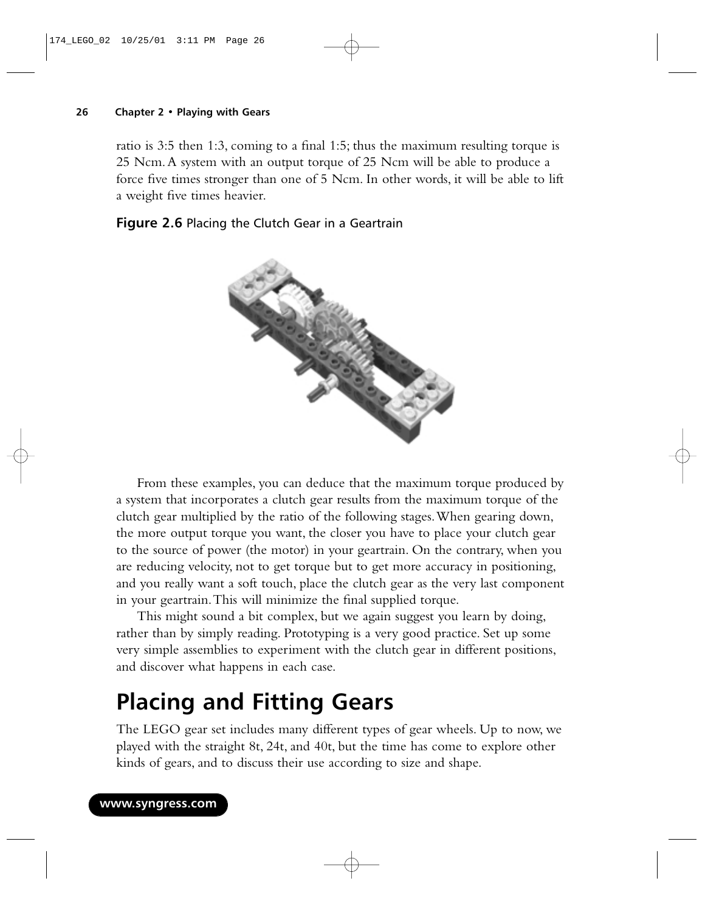ratio is 3:5 then 1:3, coming to a final 1:5; thus the maximum resulting torque is 25 Ncm. A system with an output torque of 25 Ncm will be able to produce a force five times stronger than one of 5 Ncm. In other words, it will be able to lift a weight five times heavier.

**Figure 2.6** Placing the Clutch Gear in a Geartrain

From these examples, you can deduce that the maximum torque produced by a system that incorporates a clutch gear results from the maximum torque of the clutch gear multiplied by the ratio of the following stages. When gearing down, the more output torque you want, the closer you have to place your clutch gear to the source of power (the motor) in your geartrain. On the contrary, when you are reducing velocity, not to get torque but to get more accuracy in positioning, and you really want a soft touch, place the clutch gear as the very last component in your geartrain. This will minimize the final supplied torque.

This might sound a bit complex, but we again suggest you learn by doing, rather than by simply reading. Prototyping is a very good practice. Set up some very simple assemblies to experiment with the clutch gear in different positions, and discover what happens in each case.

# Placing and Fitting Gears

The LEGO gear set includes many different types of gear wheels. Up to now, we played with the straight 8t, 24t, and 40t, but the time has come to explore other kinds of gears, and to discuss their use according to size and shape.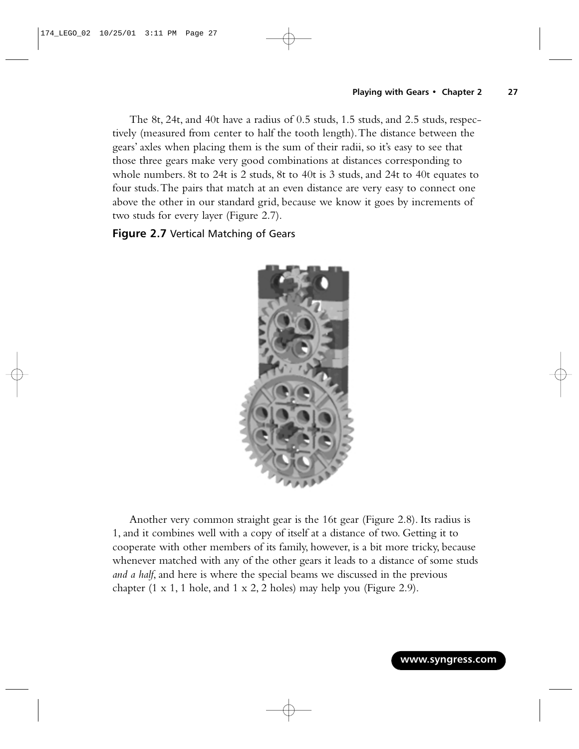The 8t, 24t, and 40t have a radius of 0.5 studs, 1.5 studs, and 2.5 studs, respectively (measured from center to half the tooth length). The distance between the gears' axles when placing them is the sum of their radii, so it's easy to see that those three gears make very good combinations at distances corresponding to whole numbers. 8t to 24t is 2 studs, 8t to 40t is 3 studs, and 24t to 40t equates to four studs. The pairs that match at an even distance are very easy to connect one above the other in our standard grid, because we know it goes by increments of two studs for every layer (Figure 2.7).

**Figure 2.7** Vertical Matching of Gears

Another very common straight gear is the 16t gear (Figure 2.8). Its radius is 1, and it combines well with a copy of itself at a distance of two. Getting it to cooperate with other members of its family, however, is a bit more tricky, because whenever matched with any of the other gears it leads to a distance of some studs *and a half*, and here is where the special beams we discussed in the previous chapter (1 x 1, 1 hole, and 1 x 2, 2 holes) may help you (Figure 2.9).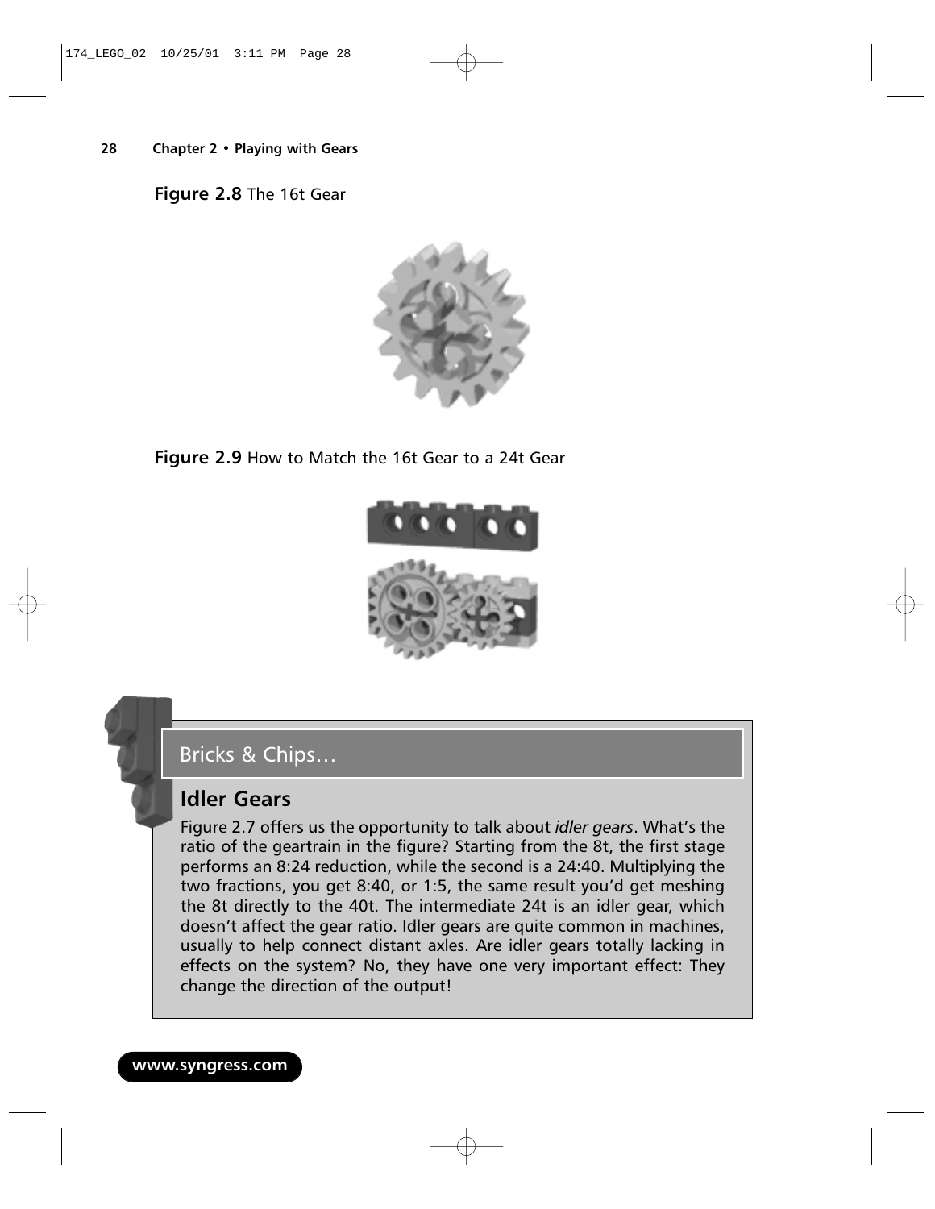**Figure 2.8** The 16t Gear

**Figure 2.9** How to Match the 16t Gear to a 24t Gear

Bricks & Chips…

## Idler Gears

Figure 2.7 offers us the opportunity to talk about *idler gears*. What's the ratio of the geartrain in the figure? Starting from the 8t, the first stage performs an 8:24 reduction, while the second is a 24:40. Multiplying the two fractions, you get 8:40, or 1:5, the same result you'd get meshing the 8t directly to the 40t. The intermediate 24t is an idler gear, which doesn't affect the gear ratio. Idler gears are quite common in machines, usually to help connect distant axles. Are idler gears totally lacking in effects on the system? No, they have one very important effect: They change the direction of the output!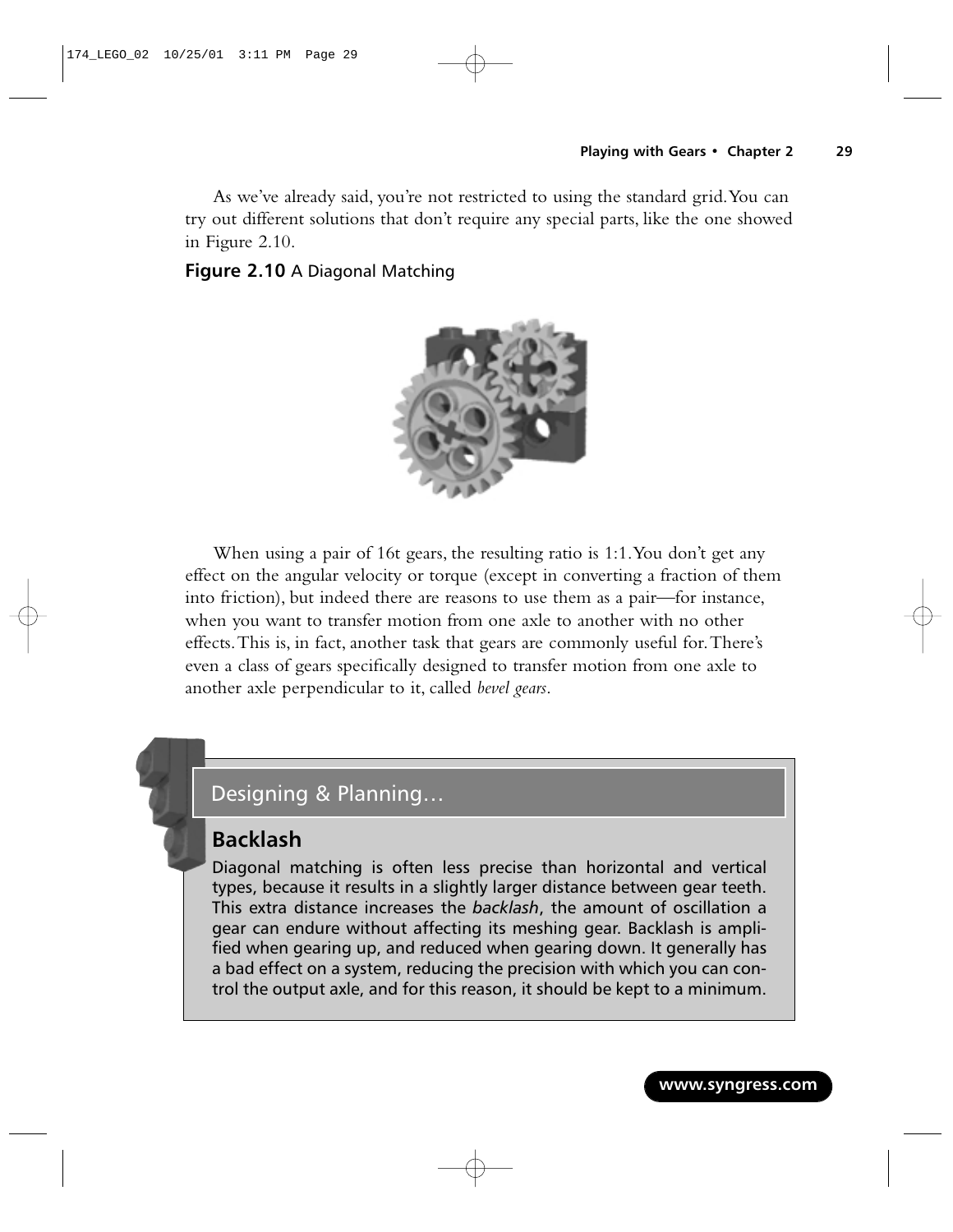As we've already said, you're not restricted to using the standard grid. You can try out different solutions that don't require any special parts, like the one showed in Figure 2.10.

**Figure 2.10** A Diagonal Matching

When using a pair of 16t gears, the resulting ratio is 1:1. You don't get any effect on the angular velocity or torque (except in converting a fraction of them into friction), but indeed there are reasons to use them as a pair—for instance, when you want to transfer motion from one axle to another with no other effects. This is, in fact, another task that gears are commonly useful for. There's even a class of gears specifically designed to transfer motion from one axle to another axle perpendicular to it, called *bevel gears*.

## Designing & Planning…

### Backlash

Diagonal matching is often less precise than horizontal and vertical types, because it results in a slightly larger distance between gear teeth. This extra distance increases the *backlash*, the amount of oscillation a gear can endure without affecting its meshing gear. Backlash is amplified when gearing up, and reduced when gearing down. It generally has a bad effect on a system, reducing the precision with which you can control the output axle, and for this reason, it should be kept to a minimum.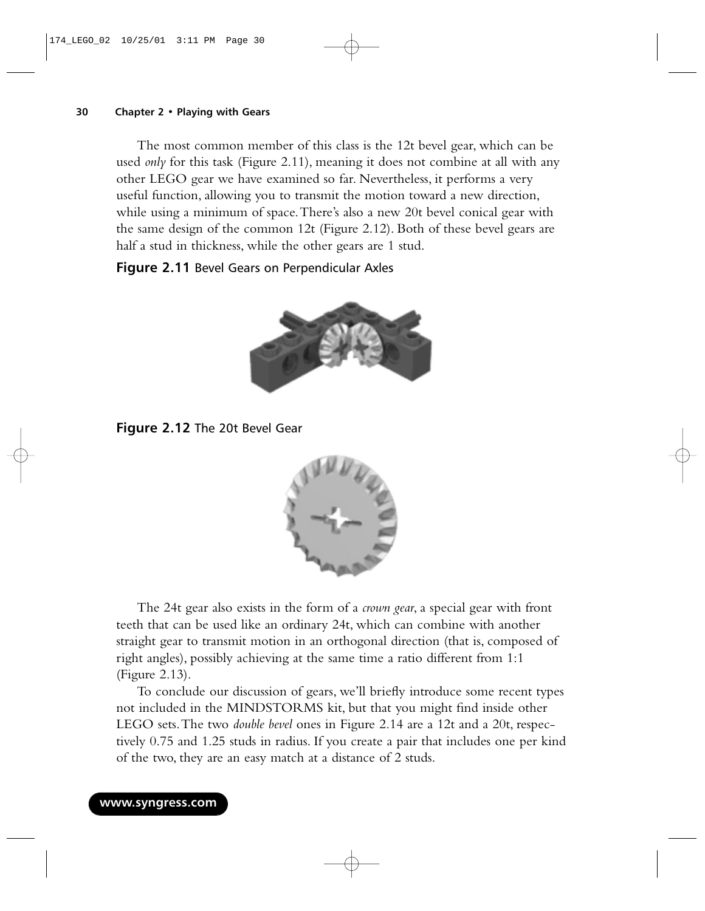The most common member of this class is the 12t bevel gear, which can be used *only* for this task (Figure 2.11), meaning it does not combine at all with any other LEGO gear we have examined so far. Nevertheless, it performs a very useful function, allowing you to transmit the motion toward a new direction, while using a minimum of space. There's also a new 20t bevel conical gear with the same design of the common 12t (Figure 2.12). Both of these bevel gears are half a stud in thickness, while the other gears are 1 stud.

**Figure 2.11** Bevel Gears on Perpendicular Axles

**Figure 2.12** The 20t Bevel Gear

The 24t gear also exists in the form of a *crown gear*, a special gear with front teeth that can be used like an ordinary 24t, which can combine with another straight gear to transmit motion in an orthogonal direction (that is, composed of right angles), possibly achieving at the same time a ratio different from 1:1 (Figure 2.13).

To conclude our discussion of gears, we'll briefly introduce some recent types not included in the MINDSTORMS kit, but that you might find inside other LEGO sets. The two *double bevel* ones in Figure 2.14 are a 12t and a 20t, respectively 0.75 and 1.25 studs in radius. If you create a pair that includes one per kind of the two, they are an easy match at a distance of 2 studs.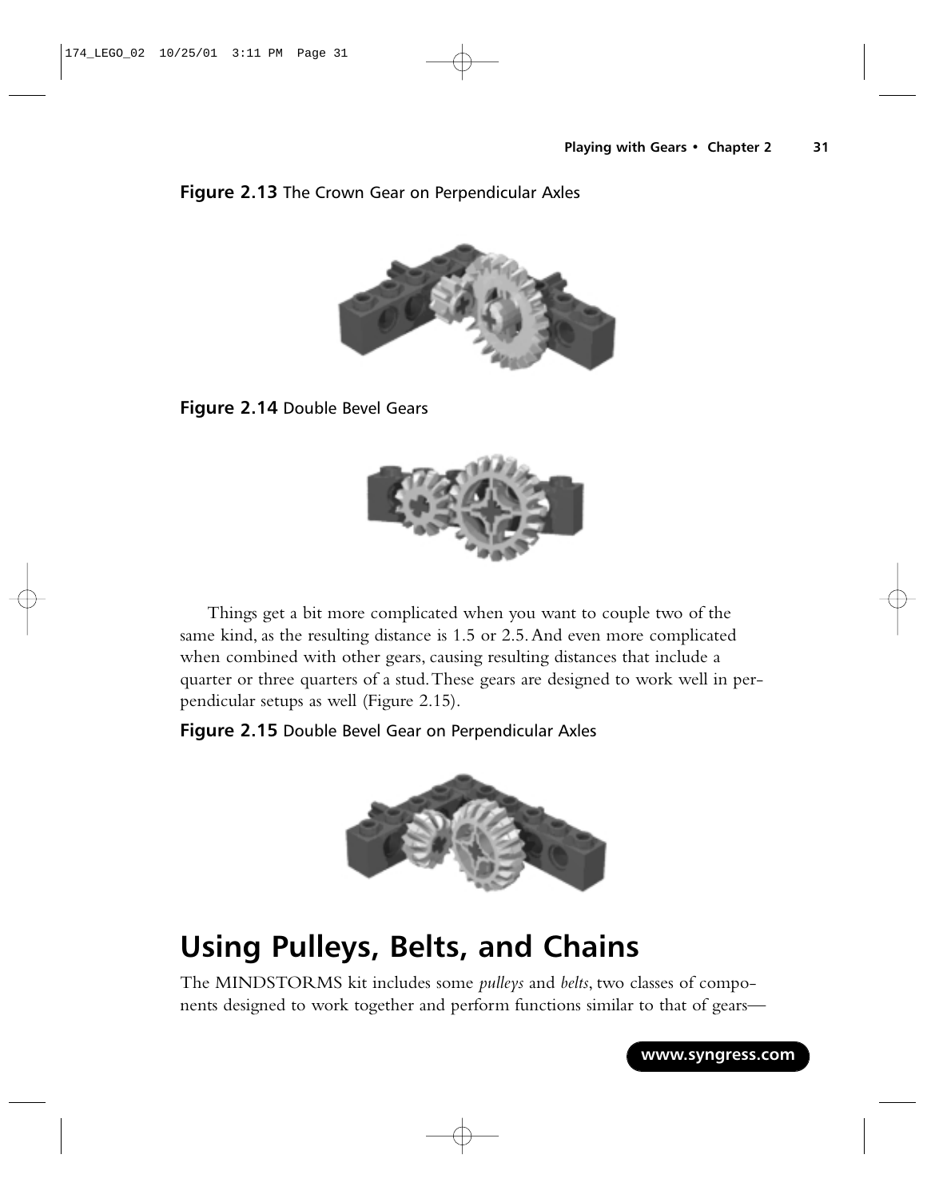**Figure 2.13** The Crown Gear on Perpendicular Axles

**Figure 2.14** Double Bevel Gears

Things get a bit more complicated when you want to couple two of the same kind, as the resulting distance is 1.5 or 2.5. And even more complicated when combined with other gears, causing resulting distances that include a quarter or three quarters of a stud. These gears are designed to work well in perpendicular setups as well (Figure 2.15).

**Figure 2.15** Double Bevel Gear on Perpendicular Axles

# Using Pulleys, Belts, and Chains

The MINDSTORMS kit includes some *pulleys* and *belts*, two classes of components designed to work together and perform functions similar to that of gears—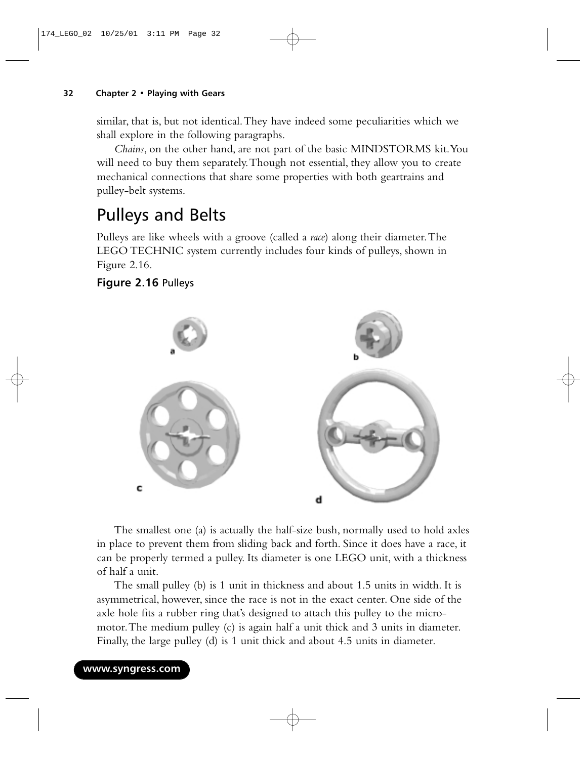similar, that is, but not identical. They have indeed some peculiarities which we shall explore in the following paragraphs.

*Chains*, on the other hand, are not part of the basic MINDSTORMS kit. You will need to buy them separately. Though not essential, they allow you to create mechanical connections that share some properties with both geartrains and pulley-belt systems.

## Pulleys and Belts

Pulleys are like wheels with a groove (called a *race*) along their diameter. The LEGO TECHNIC system currently includes four kinds of pulleys, shown in Figure 2.16.

**Figure 2.16** Pulleys

The smallest one (a) is actually the half-size bush, normally used to hold axles in place to prevent them from sliding back and forth. Since it does have a race, it can be properly termed a pulley. Its diameter is one LEGO unit, with a thickness of half a unit.

The small pulley (b) is 1 unit in thickness and about 1.5 units in width. It is asymmetrical, however, since the race is not in the exact center. One side of the axle hole fits a rubber ring that's designed to attach this pulley to the micromotor. The medium pulley (c) is again half a unit thick and 3 units in diameter. Finally, the large pulley (d) is 1 unit thick and about 4.5 units in diameter.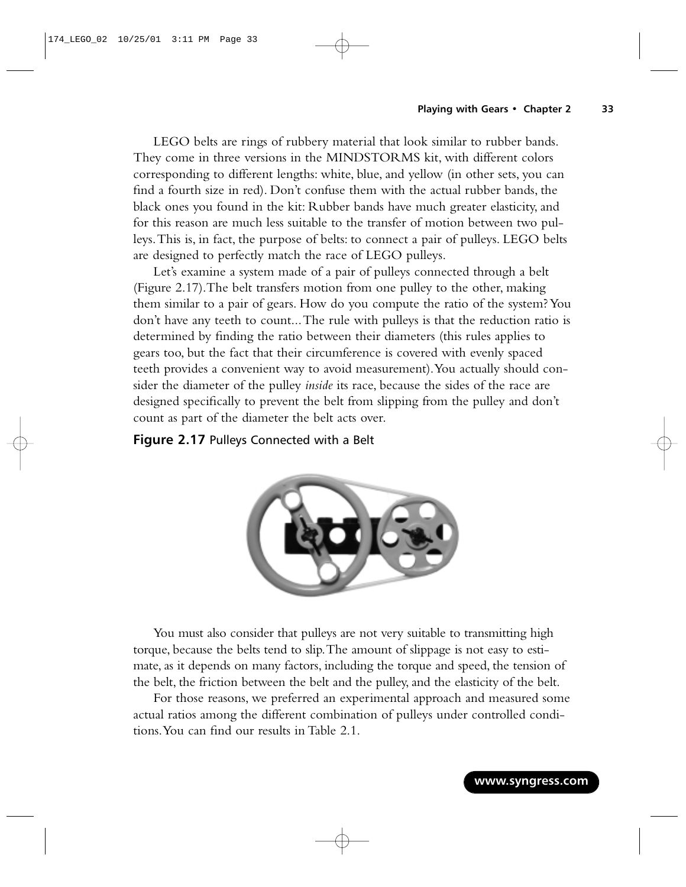LEGO belts are rings of rubbery material that look similar to rubber bands. They come in three versions in the MINDSTORMS kit, with different colors corresponding to different lengths: white, blue, and yellow (in other sets, you can find a fourth size in red). Don't confuse them with the actual rubber bands, the black ones you found in the kit: Rubber bands have much greater elasticity, and for this reason are much less suitable to the transfer of motion between two pulleys. This is, in fact, the purpose of belts: to connect a pair of pulleys. LEGO belts are designed to perfectly match the race of LEGO pulleys.

Let's examine a system made of a pair of pulleys connected through a belt (Figure 2.17). The belt transfers motion from one pulley to the other, making them similar to a pair of gears. How do you compute the ratio of the system? You don't have any teeth to count... The rule with pulleys is that the reduction ratio is determined by finding the ratio between their diameters (this rules applies to gears too, but the fact that their circumference is covered with evenly spaced teeth provides a convenient way to avoid measurement). You actually should consider the diameter of the pulley *inside* its race, because the sides of the race are designed specifically to prevent the belt from slipping from the pulley and don't count as part of the diameter the belt acts over.

**Figure 2.17** Pulleys Connected with a Belt

You must also consider that pulleys are not very suitable to transmitting high torque, because the belts tend to slip. The amount of slippage is not easy to estimate, as it depends on many factors, including the torque and speed, the tension of the belt, the friction between the belt and the pulley, and the elasticity of the belt.

For those reasons, we preferred an experimental approach and measured some actual ratios among the different combination of pulleys under controlled conditions. You can find our results in Table 2.1.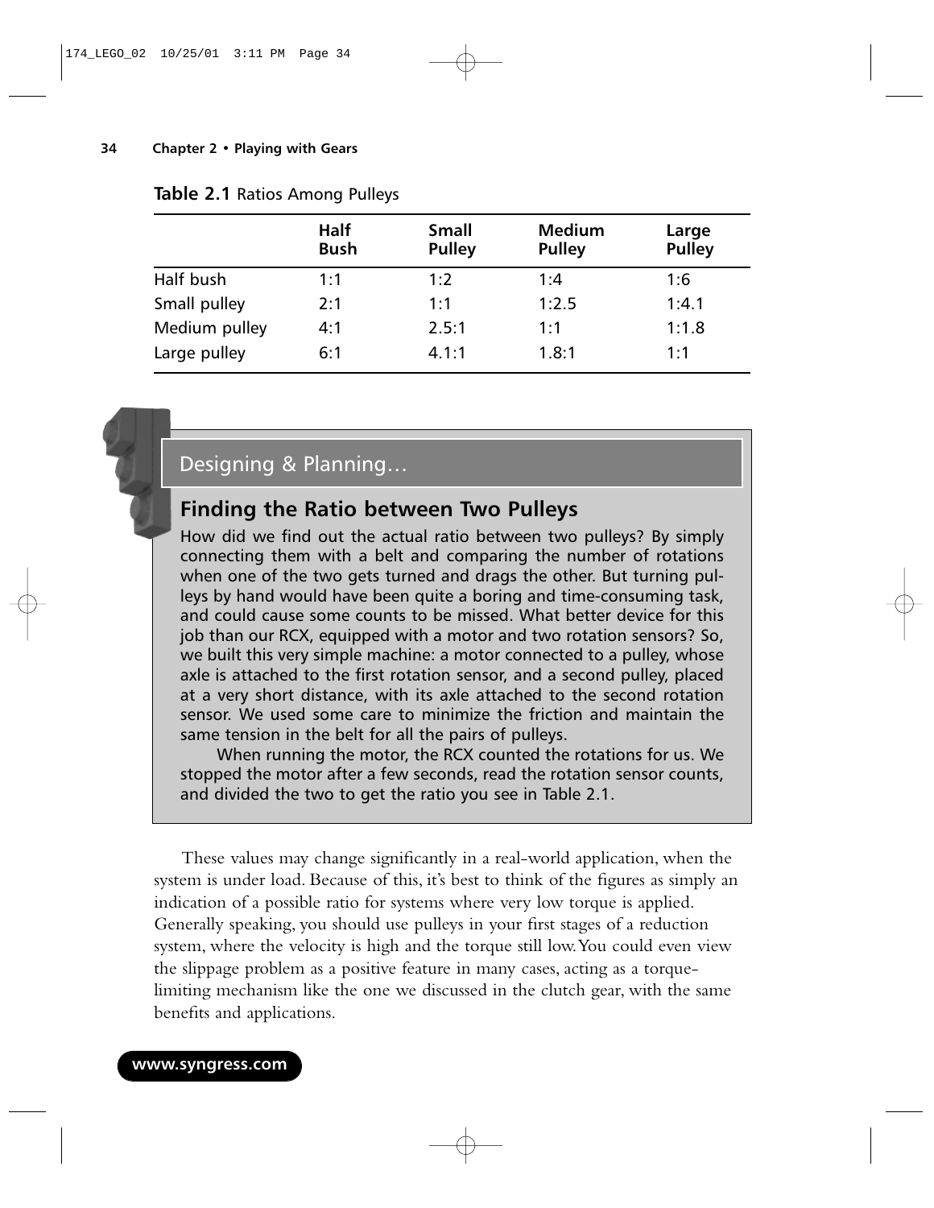**Table 2.1** Ratios Among Pulleys

| | Half Bush | Small Pulley | Medium Pulley | Large Pulley |
|---|---|---|---|---|
| Half bush | 1:1 | 1:2 | 1:4 | 1:6 |
| Small pulley | 2:1 | 1:1 | 1:2.5 | 1:4.1 |
| Medium pulley | 4:1 | 2.5:1 | 1:1 | 1:1.8 |
| Large pulley | 6:1 | 4.1:1 | 1.8:1 | 1:1 |

## Designing & Planning…

### Finding the Ratio between Two Pulleys

How did we find out the actual ratio between two pulleys? By simply connecting them with a belt and comparing the number of rotations when one of the two gets turned and drags the other. But turning pulleys by hand would have been quite a boring and time-consuming task, and could cause some counts to be missed. What better device for this job than our RCX, equipped with a motor and two rotation sensors? So, we built this very simple machine: a motor connected to a pulley, whose axle is attached to the first rotation sensor, and a second pulley, placed at a very short distance, with its axle attached to the second rotation sensor. We used some care to minimize the friction and maintain the same tension in the belt for all the pairs of pulleys.

When running the motor, the RCX counted the rotations for us. We stopped the motor after a few seconds, read the rotation sensor counts, and divided the two to get the ratio you see in Table 2.1.

These values may change significantly in a real-world application, when the system is under load. Because of this, it's best to think of the figures as simply an indication of a possible ratio for systems where very low torque is applied. Generally speaking, you should use pulleys in your first stages of a reduction system, where the velocity is high and the torque still low. You could even view the slippage problem as a positive feature in many cases, acting as a torque-limiting mechanism like the one we discussed in the clutch gear, with the same benefits and applications.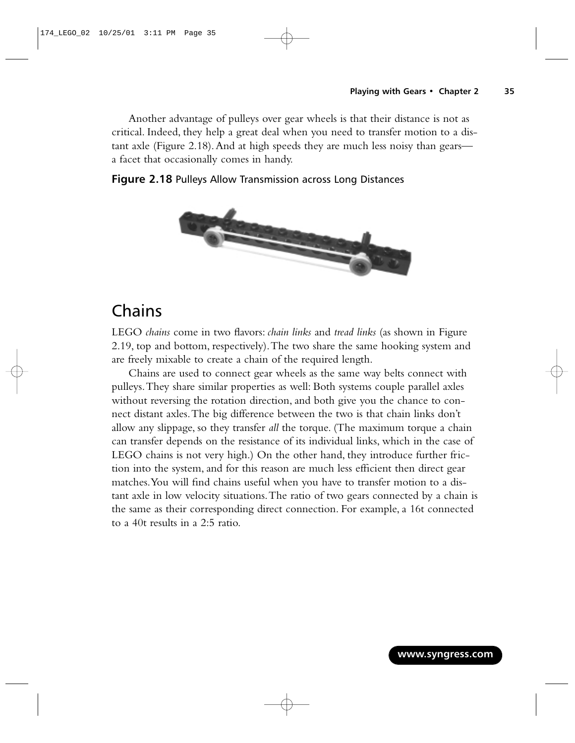Another advantage of pulleys over gear wheels is that their distance is not as critical. Indeed, they help a great deal when you need to transfer motion to a distant axle (Figure 2.18). And at high speeds they are much less noisy than gears—a facet that occasionally comes in handy.

**Figure 2.18** Pulleys Allow Transmission across Long Distances

## Chains

LEGO *chains* come in two flavors: *chain links* and *tread links* (as shown in Figure 2.19, top and bottom, respectively). The two share the same hooking system and are freely mixable to create a chain of the required length.

Chains are used to connect gear wheels as the same way belts connect with pulleys. They share similar properties as well: Both systems couple parallel axles without reversing the rotation direction, and both give you the chance to connect distant axles. The big difference between the two is that chain links don't allow any slippage, so they transfer *all* the torque. (The maximum torque a chain can transfer depends on the resistance of its individual links, which in the case of LEGO chains is not very high.) On the other hand, they introduce further friction into the system, and for this reason are much less efficient then direct gear matches. You will find chains useful when you have to transfer motion to a distant axle in low velocity situations. The ratio of two gears connected by a chain is the same as their corresponding direct connection. For example, a 16t connected to a 40t results in a 2:5 ratio.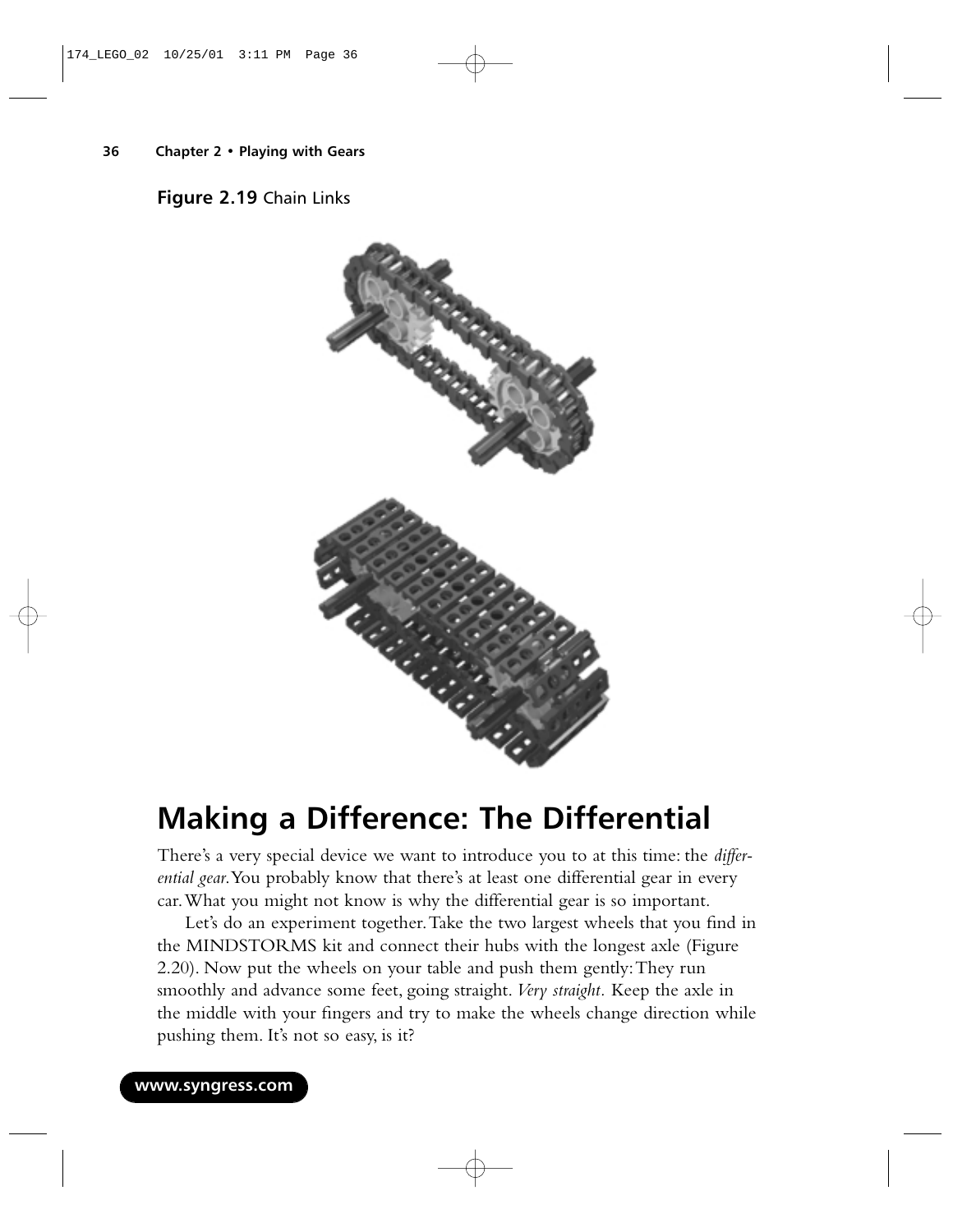**Figure 2.19** Chain Links

# Making a Difference: The Differential

There's a very special device we want to introduce you to at this time: the *differential gear.* You probably know that there's at least one differential gear in every car. What you might not know is why the differential gear is so important.

Let's do an experiment together. Take the two largest wheels that you find in the MINDSTORMS kit and connect their hubs with the longest axle (Figure 2.20). Now put the wheels on your table and push them gently: They run smoothly and advance some feet, going straight. *Very straight.* Keep the axle in the middle with your fingers and try to make the wheels change direction while pushing them. It's not so easy, is it?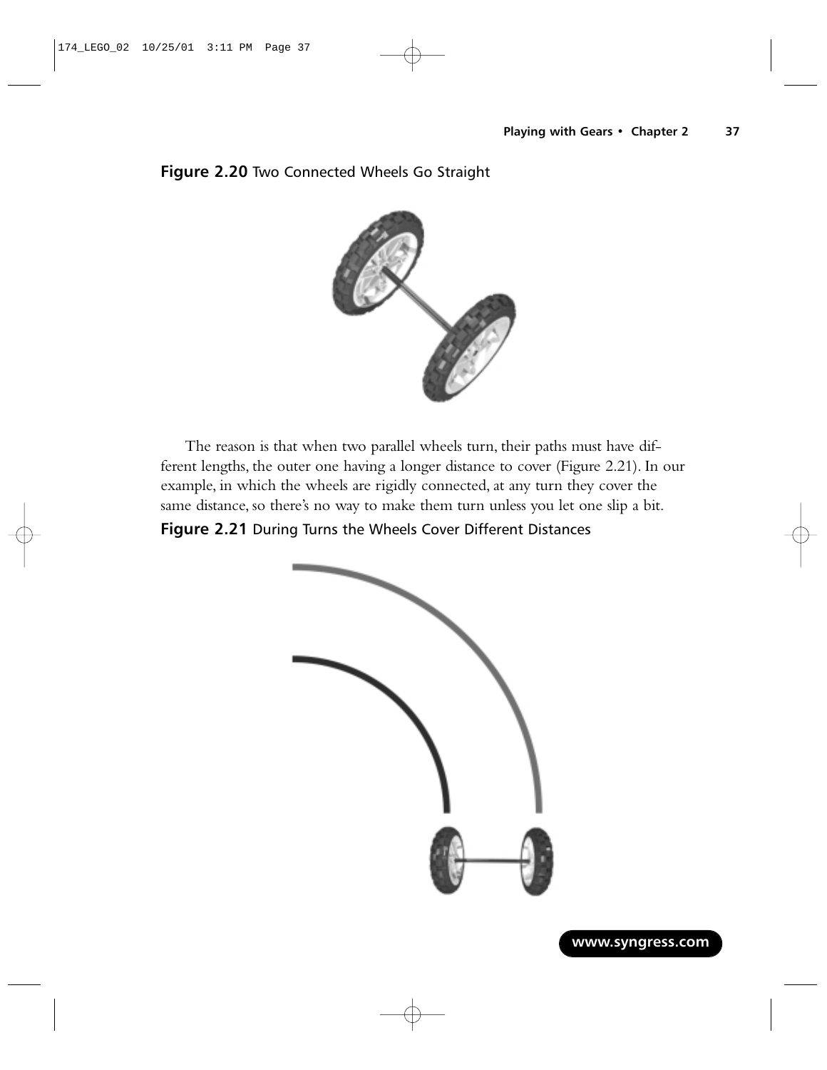**Figure 2.20** Two Connected Wheels Go Straight

The reason is that when two parallel wheels turn, their paths must have different lengths, the outer one having a longer distance to cover (Figure 2.21). In our example, in which the wheels are rigidly connected, at any turn they cover the same distance, so there's no way to make them turn unless you let one slip a bit.

**Figure 2.21** During Turns the Wheels Cover Different Distances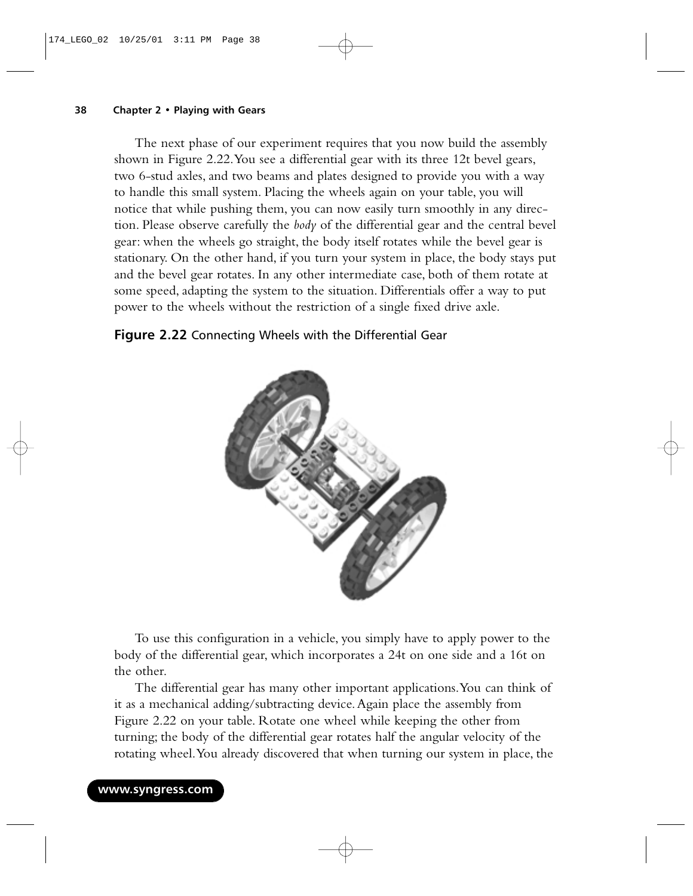The next phase of our experiment requires that you now build the assembly shown in Figure 2.22. You see a differential gear with its three 12t bevel gears, two 6-stud axles, and two beams and plates designed to provide you with a way to handle this small system. Placing the wheels again on your table, you will notice that while pushing them, you can now easily turn smoothly in any direction. Please observe carefully the *body* of the differential gear and the central bevel gear: when the wheels go straight, the body itself rotates while the bevel gear is stationary. On the other hand, if you turn your system in place, the body stays put and the bevel gear rotates. In any other intermediate case, both of them rotate at some speed, adapting the system to the situation. Differentials offer a way to put power to the wheels without the restriction of a single fixed drive axle.

**Figure 2.22** Connecting Wheels with the Differential Gear

To use this configuration in a vehicle, you simply have to apply power to the body of the differential gear, which incorporates a 24t on one side and a 16t on the other.

The differential gear has many other important applications. You can think of it as a mechanical adding/subtracting device. Again place the assembly from Figure 2.22 on your table. Rotate one wheel while keeping the other from turning; the body of the differential gear rotates half the angular velocity of the rotating wheel. You already discovered that when turning our system in place, the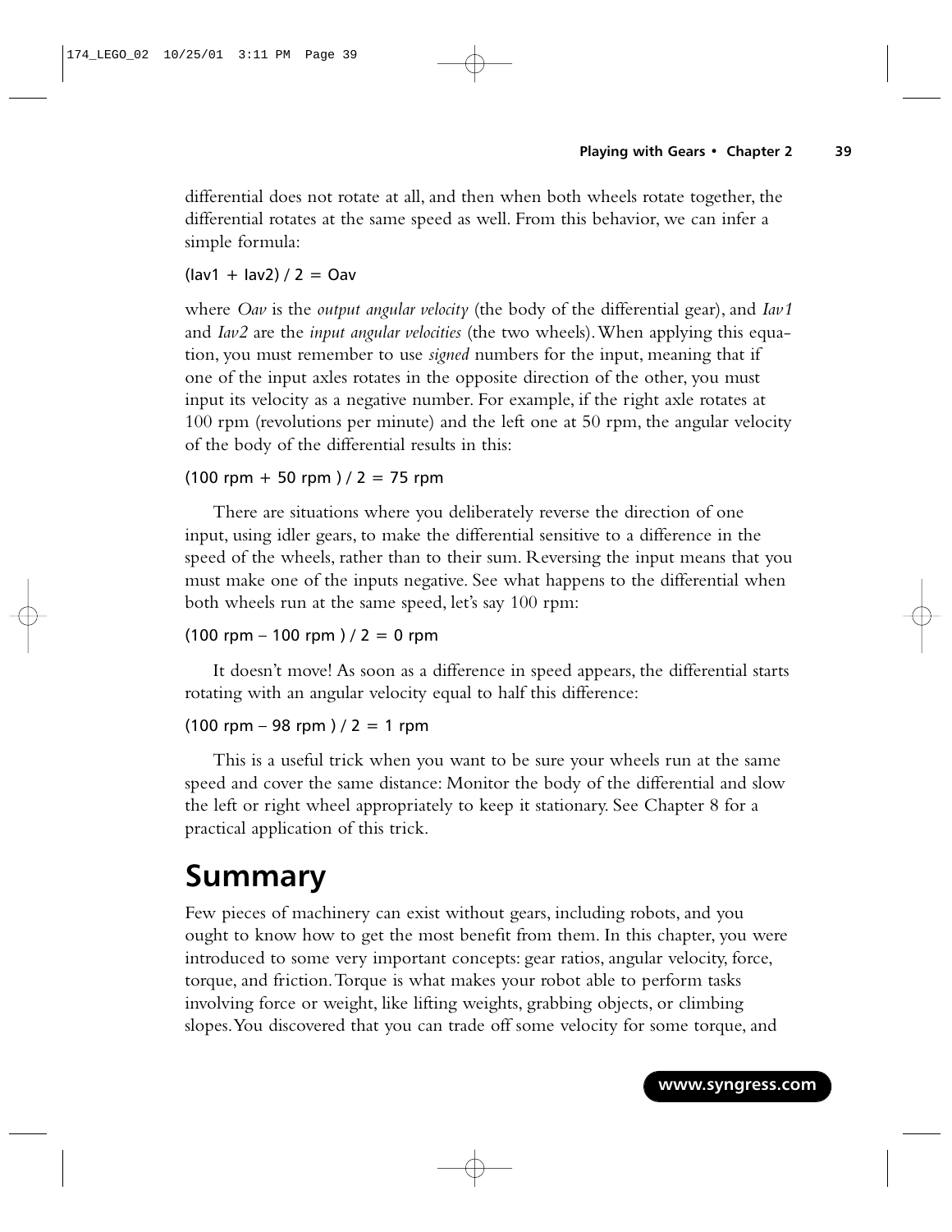differential does not rotate at all, and then when both wheels rotate together, the differential rotates at the same speed as well. From this behavior, we can infer a simple formula:

$$(Iav1 + Iav2) / 2 = Oav$$

where *Oav* is the *output angular velocity* (the body of the differential gear), and *Iav1* and *Iav2* are the *input angular velocities* (the two wheels). When applying this equation, you must remember to use *signed* numbers for the input, meaning that if one of the input axles rotates in the opposite direction of the other, you must input its velocity as a negative number. For example, if the right axle rotates at 100 rpm (revolutions per minute) and the left one at 50 rpm, the angular velocity of the body of the differential results in this:

$$(100 \text{ rpm} + 50 \text{ rpm}) / 2 = 75 \text{ rpm}$$

There are situations where you deliberately reverse the direction of one input, using idler gears, to make the differential sensitive to a difference in the speed of the wheels, rather than to their sum. Reversing the input means that you must make one of the inputs negative. See what happens to the differential when both wheels run at the same speed, let's say 100 rpm:

$$(100 \text{ rpm} - 100 \text{ rpm}) / 2 = 0 \text{ rpm}$$

It doesn't move! As soon as a difference in speed appears, the differential starts rotating with an angular velocity equal to half this difference:

$$(100 \text{ rpm} - 98 \text{ rpm}) / 2 = 1 \text{ rpm}$$

This is a useful trick when you want to be sure your wheels run at the same speed and cover the same distance: Monitor the body of the differential and slow the left or right wheel appropriately to keep it stationary. See Chapter 8 for a practical application of this trick.

# Summary

Few pieces of machinery can exist without gears, including robots, and you ought to know how to get the most benefit from them. In this chapter, you were introduced to some very important concepts: gear ratios, angular velocity, force, torque, and friction. Torque is what makes your robot able to perform tasks involving force or weight, like lifting weights, grabbing objects, or climbing slopes. You discovered that you can trade off some velocity for some torque, and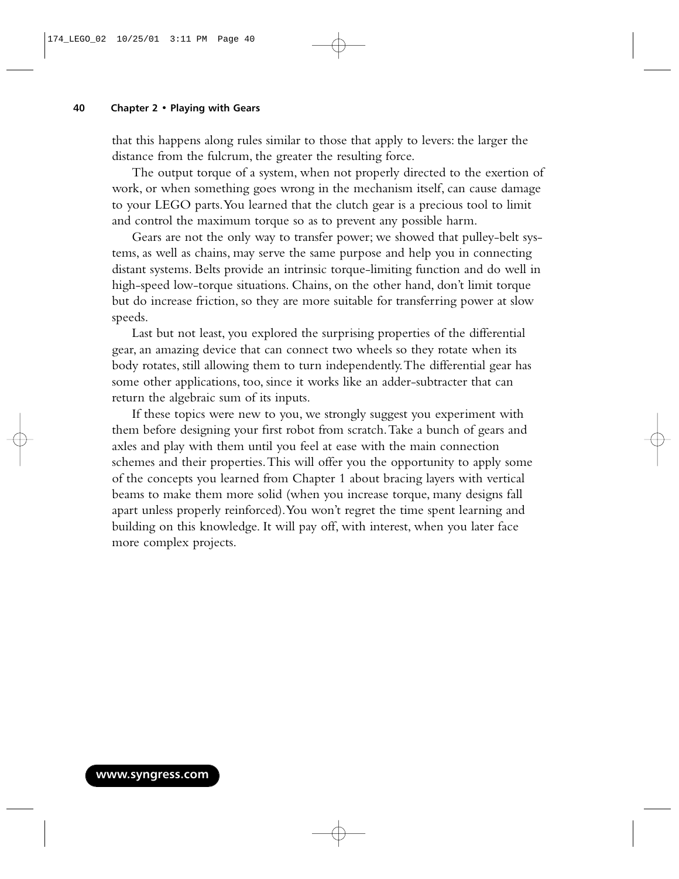that this happens along rules similar to those that apply to levers: the larger the distance from the fulcrum, the greater the resulting force.

The output torque of a system, when not properly directed to the exertion of work, or when something goes wrong in the mechanism itself, can cause damage to your LEGO parts. You learned that the clutch gear is a precious tool to limit and control the maximum torque so as to prevent any possible harm.

Gears are not the only way to transfer power; we showed that pulley-belt systems, as well as chains, may serve the same purpose and help you in connecting distant systems. Belts provide an intrinsic torque-limiting function and do well in high-speed low-torque situations. Chains, on the other hand, don't limit torque but do increase friction, so they are more suitable for transferring power at slow speeds.

Last but not least, you explored the surprising properties of the differential gear, an amazing device that can connect two wheels so they rotate when its body rotates, still allowing them to turn independently. The differential gear has some other applications, too, since it works like an adder-subtracter that can return the algebraic sum of its inputs.

If these topics were new to you, we strongly suggest you experiment with them before designing your first robot from scratch. Take a bunch of gears and axles and play with them until you feel at ease with the main connection schemes and their properties. This will offer you the opportunity to apply some of the concepts you learned from Chapter 1 about bracing layers with vertical beams to make them more solid (when you increase torque, many designs fall apart unless properly reinforced). You won't regret the time spent learning and building on this knowledge. It will pay off, with interest, when you later face more complex projects.